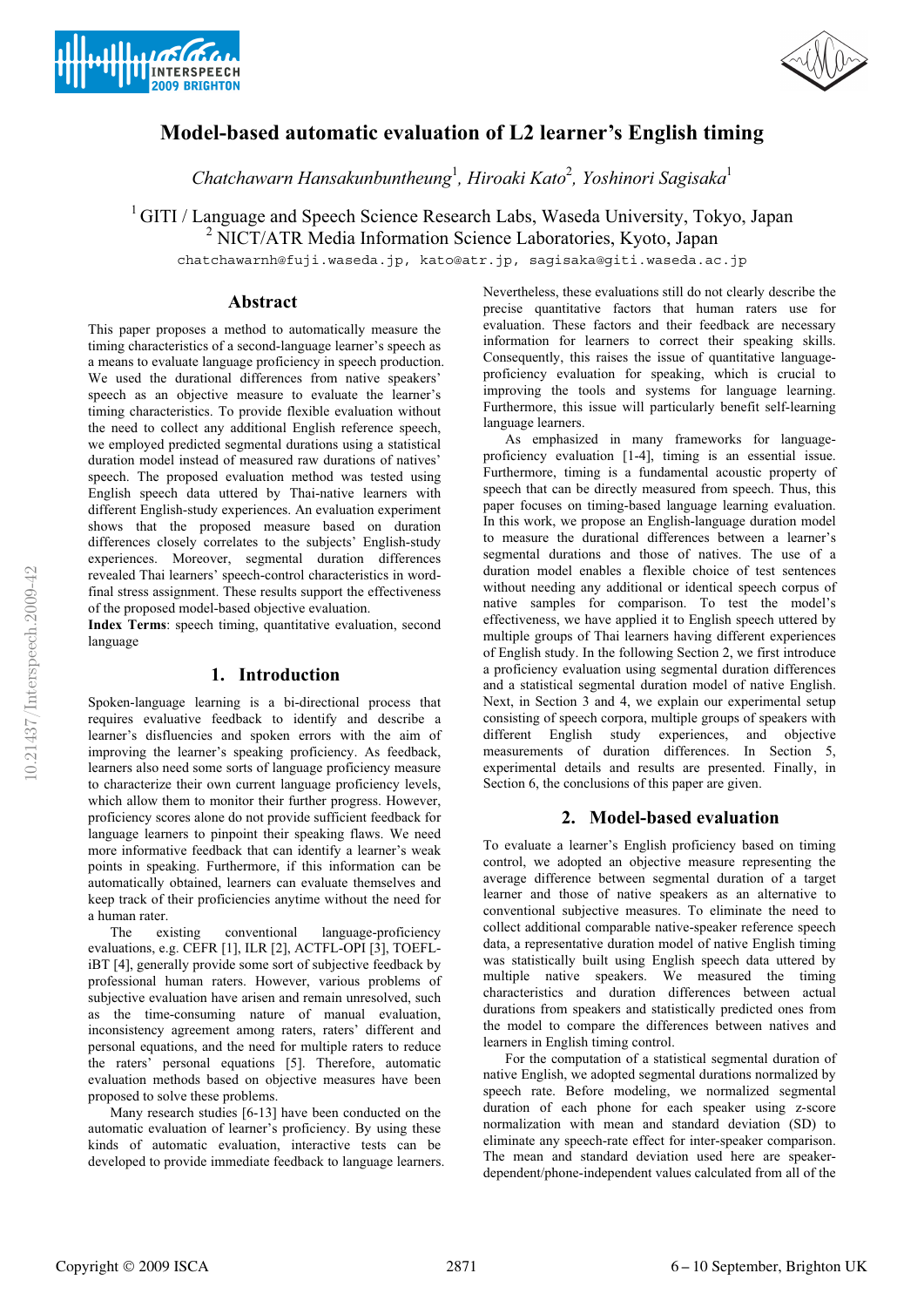# Model-based automatic evaluation of L2 learner's English timing

*Chatchawarn Hansakunbuntheung*[1], *Hiroaki Kato*[2], *Yoshinori Sagisaka*[1]

[1] GITI / Language and Speech Science Research Labs, Waseda University, Tokyo, Japan
[2] NICT/ATR Media Information Science Laboratories, Kyoto, Japan

chatchawarnh@fuji.waseda.jp, kato@atr.jp, sagisaka@giti.waseda.ac.jp

## Abstract

This paper proposes a method to automatically measure the timing characteristics of a second-language learner's speech as a means to evaluate language proficiency in speech production. We used the durational differences from native speakers' speech as an objective measure to evaluate the learner's timing characteristics. To provide flexible evaluation without the need to collect any additional English reference speech, we employed predicted segmental durations using a statistical duration model instead of measured raw durations of natives' speech. The proposed evaluation method was tested using English speech data uttered by Thai-native learners with different English-study experiences. An evaluation experiment shows that the proposed measure based on duration differences closely correlates to the subjects' English-study experiences. Moreover, segmental duration differences revealed Thai learners' speech-control characteristics in word-final stress assignment. These results support the effectiveness of the proposed model-based objective evaluation.

**Index Terms**: speech timing, quantitative evaluation, second language

## 1. Introduction

Spoken-language learning is a bi-directional process that requires evaluative feedback to identify and describe a learner's disfluencies and spoken errors with the aim of improving the learner's speaking proficiency. As feedback, learners also need some sorts of language proficiency measure to characterize their own current language proficiency levels, which allow them to monitor their further progress. However, proficiency scores alone do not provide sufficient feedback for language learners to pinpoint their speaking flaws. We need more informative feedback that can identify a learner's weak points in speaking. Furthermore, if this information can be automatically obtained, learners can evaluate themselves and keep track of their proficiencies anytime without the need for a human rater.

The existing conventional language-proficiency evaluations, e.g. CEFR [1], ILR [2], ACTFL-OPI [3], TOEFL-iBT [4], generally provide some sort of subjective feedback by professional human raters. However, various problems of subjective evaluation have arisen and remain unresolved, such as the time-consuming nature of manual evaluation, inconsistency agreement among raters, raters' different and personal equations, and the need for multiple raters to reduce the raters' personal equations [5]. Therefore, automatic evaluation methods based on objective measures have been proposed to solve these problems.

Many research studies [6-13] have been conducted on the automatic evaluation of learner's proficiency. By using these kinds of automatic evaluation, interactive tests can be developed to provide immediate feedback to language learners. Nevertheless, these evaluations still do not clearly describe the precise quantitative factors that human raters use for evaluation. These factors and their feedback are necessary information for learners to correct their speaking skills. Consequently, this raises the issue of quantitative language-proficiency evaluation for speaking, which is crucial to improving the tools and systems for language learning. Furthermore, this issue will particularly benefit self-learning language learners.

As emphasized in many frameworks for language-proficiency evaluation [1-4], timing is an essential issue. Furthermore, timing is a fundamental acoustic property of speech that can be directly measured from speech. Thus, this paper focuses on timing-based language learning evaluation. In this work, we propose an English-language duration model to measure the durational differences between a learner's segmental durations and those of natives. The use of a duration model enables a flexible choice of test sentences without needing any additional or identical speech corpus of native samples for comparison. To test the model's effectiveness, we have applied it to English speech uttered by multiple groups of Thai learners having different experiences of English study. In the following Section 2, we first introduce a proficiency evaluation using segmental duration differences and a statistical segmental duration model of native English. Next, in Section 3 and 4, we explain our experimental setup consisting of speech corpora, multiple groups of speakers with different English study experiences, and objective measurements of duration differences. In Section 5, experimental details and results are presented. Finally, in Section 6, the conclusions of this paper are given.

## 2. Model-based evaluation

To evaluate a learner's English proficiency based on timing control, we adopted an objective measure representing the average difference between segmental duration of a target learner and those of native speakers as an alternative to conventional subjective measures. To eliminate the need to collect additional comparable native-speaker reference speech data, a representative duration model of native English timing was statistically built using English speech data uttered by multiple native speakers. We measured the timing characteristics and duration differences between actual durations from speakers and statistically predicted ones from the model to compare the differences between natives and learners in English timing control.

For the computation of a statistical segmental duration of native English, we adopted segmental durations normalized by speech rate. Before modeling, we normalized segmental duration of each phone for each speaker using z-score normalization with mean and standard deviation (SD) to eliminate any speech-rate effect for inter-speaker comparison. The mean and standard deviation used here are speaker-dependent/phone-independent values calculated from all of the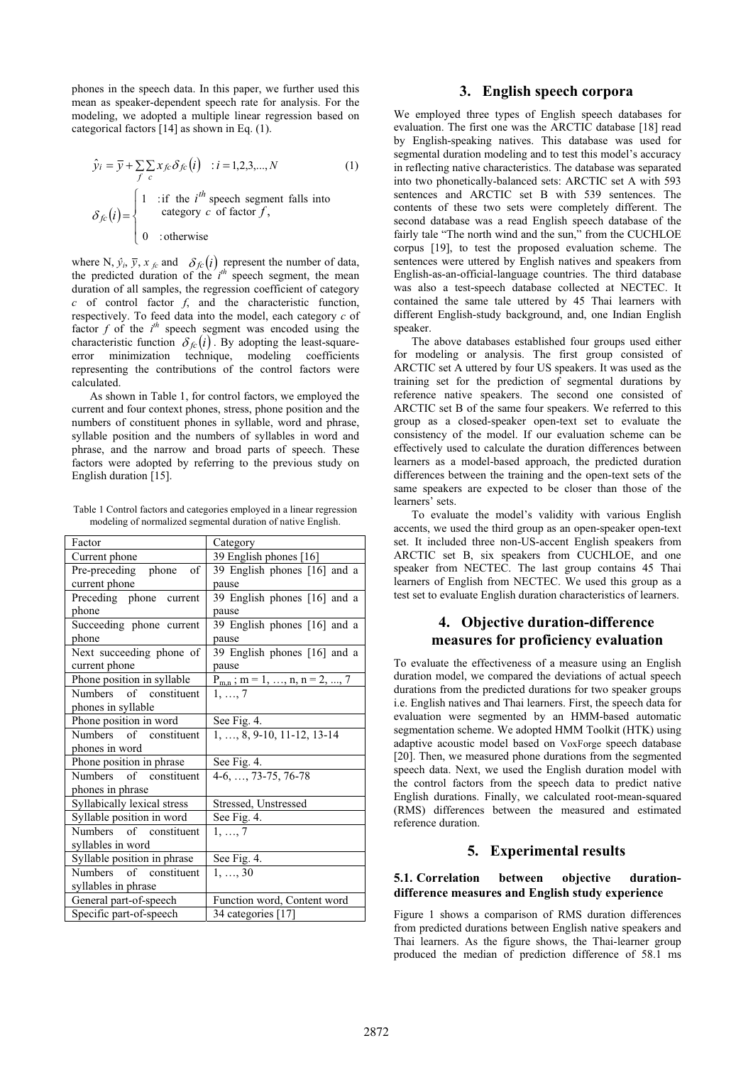phones in the speech data. In this paper, we further used this mean as speaker-dependent speech rate for analysis. For the modeling, we adopted a multiple linear regression based on categorical factors [14] as shown in Eq. (1).

$$\hat{y}_i = \bar{y} + \sum_f \sum_c x_{fc} \delta_{fc}(i) \quad : i = 1,2,3,...,N \tag{1}$$

$$\delta_{fc}(i) = \begin{cases} 1 & \text{: if the } i^{th} \text{ speech segment falls into category } c \text{ of factor } f, \\ 0 & \text{: otherwise} \end{cases}$$

where N, $\hat{y}_i$, $\bar{y}$, $x_{fc}$ and $\delta_{fc}(i)$ represent the number of data, the predicted duration of the $i^{th}$ speech segment, the mean duration of all samples, the regression coefficient of category $c$ of control factor $f$, and the characteristic function, respectively. To feed data into the model, each category $c$ of factor $f$ of the $i^{th}$ speech segment was encoded using the characteristic function $\delta_{fc}(i)$. By adopting the least-square-error minimization technique, modeling coefficients representing the contributions of the control factors were calculated.

As shown in Table 1, for control factors, we employed the current and four context phones, stress, phone position and the numbers of constituent phones in syllable, word and phrase, syllable position and the numbers of syllables in word and phrase, and the narrow and broad parts of speech. These factors were adopted by referring to the previous study on English duration [15].

Table 1 Control factors and categories employed in a linear regression modeling of normalized segmental duration of native English.

| Factor | Category |
|---|---|
| Current phone | 39 English phones [16] |
| Pre-preceding phone of current phone | 39 English phones [16] and a pause |
| Preceding phone current phone | 39 English phones [16] and a pause |
| Succeeding phone current phone | 39 English phones [16] and a pause |
| Next succeeding phone of current phone | 39 English phones [16] and a pause |
| Phone position in syllable | $P_{m,n}$ ; m = 1, …, n, n = 2, ..., 7 |
| Numbers of constituent phones in syllable | 1, …, 7 |
| Phone position in word | See Fig. 4. |
| Numbers of constituent phones in word | 1, …, 8, 9-10, 11-12, 13-14 |
| Phone position in phrase | See Fig. 4. |
| Numbers of constituent phones in phrase | 4-6, …, 73-75, 76-78 |
| Syllabically lexical stress | Stressed, Unstressed |
| Syllable position in word | See Fig. 4. |
| Numbers of constituent syllables in word | 1, …, 7 |
| Syllable position in phrase | See Fig. 4. |
| Numbers of constituent syllables in phrase | 1, …, 30 |
| General part-of-speech | Function word, Content word |
| Specific part-of-speech | 34 categories [17] |

## 3. English speech corpora

We employed three types of English speech databases for evaluation. The first one was the ARCTIC database [18] read by English-speaking natives. This database was used for segmental duration modeling and to test this model's accuracy in reflecting native characteristics. The database was separated into two phonetically-balanced sets: ARCTIC set A with 593 sentences and ARCTIC set B with 539 sentences. The contents of these two sets were completely different. The second database was a read English speech database of the fairly tale "The north wind and the sun," from the CUCHLOE corpus [19], to test the proposed evaluation scheme. The sentences were uttered by English natives and speakers from English-as-an-official-language countries. The third database was also a test-speech database collected at NECTEC. It contained the same tale uttered by 45 Thai learners with different English-study background, and, one Indian English speaker.

The above databases established four groups used either for modeling or analysis. The first group consisted of ARCTIC set A uttered by four US speakers. It was used as the training set for the prediction of segmental durations by reference native speakers. The second one consisted of ARCTIC set B of the same four speakers. We referred to this group as a closed-speaker open-text set to evaluate the consistency of the model. If our evaluation scheme can be effectively used to calculate the duration differences between learners as a model-based approach, the predicted duration differences between the training and the open-text sets of the same speakers are expected to be closer than those of the learners' sets.

To evaluate the model's validity with various English accents, we used the third group as an open-speaker open-text set. It included three non-US-accent English speakers from ARCTIC set B, six speakers from CUCHLOE, and one speaker from NECTEC. The last group contains 45 Thai learners of English from NECTEC. We used this group as a test set to evaluate English duration characteristics of learners.

## 4. Objective duration-difference measures for proficiency evaluation

To evaluate the effectiveness of a measure using an English duration model, we compared the deviations of actual speech durations from the predicted durations for two speaker groups i.e. English natives and Thai learners. First, the speech data for evaluation were segmented by an HMM-based automatic segmentation scheme. We adopted HMM Toolkit (HTK) using adaptive acoustic model based on VoxForge speech database [20]. Then, we measured phone durations from the segmented speech data. Next, we used the English duration model with the control factors from the speech data to predict native English durations. Finally, we calculated root-mean-squared (RMS) differences between the measured and estimated reference duration.

## 5. Experimental results

### 5.1. Correlation between objective duration-difference measures and English study experience

Figure 1 shows a comparison of RMS duration differences from predicted durations between English native speakers and Thai learners. As the figure shows, the Thai-learner group produced the median of prediction difference of 58.1 ms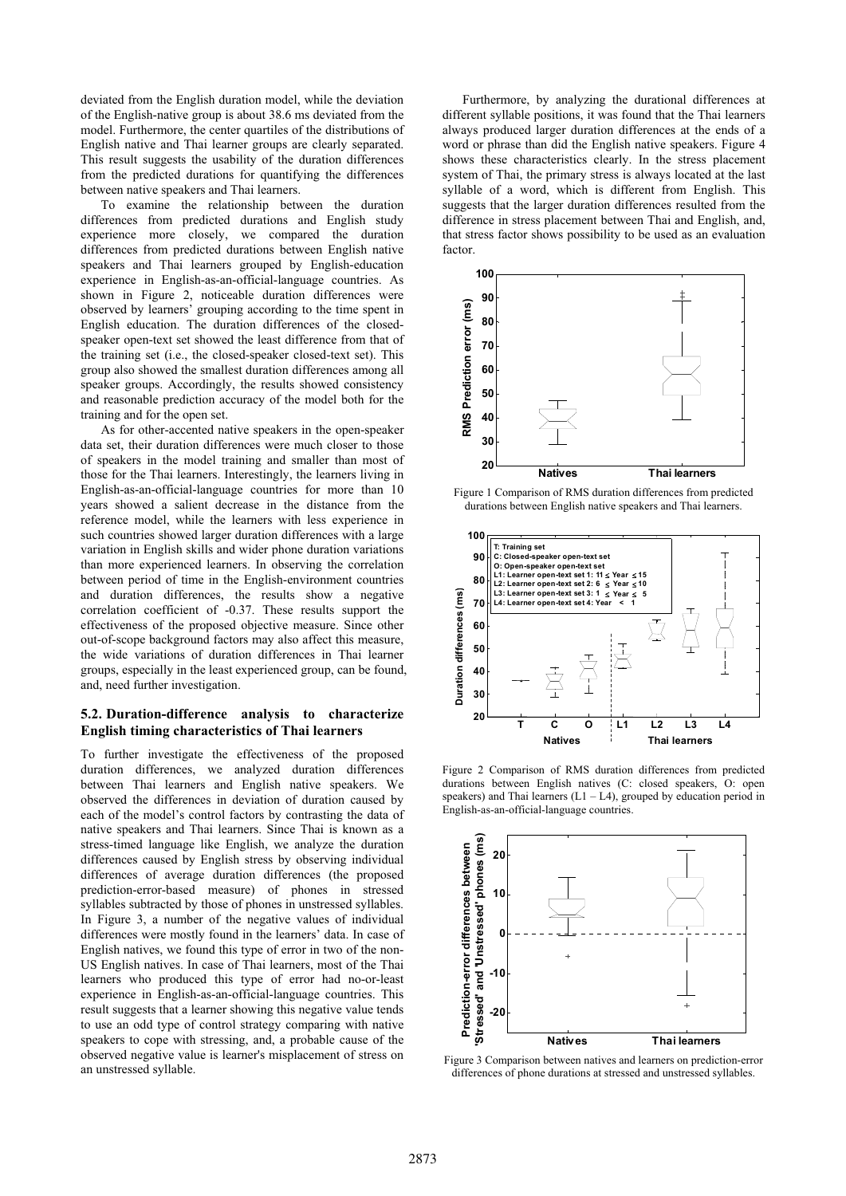deviated from the English duration model, while the deviation of the English-native group is about 38.6 ms deviated from the model. Furthermore, the center quartiles of the distributions of English native and Thai learner groups are clearly separated. This result suggests the usability of the duration differences from the predicted durations for quantifying the differences between native speakers and Thai learners.

To examine the relationship between the duration differences from predicted durations and English study experience more closely, we compared the duration differences from predicted durations between English native speakers and Thai learners grouped by English-education experience in English-as-an-official-language countries. As shown in Figure 2, noticeable duration differences were observed by learners' grouping according to the time spent in English education. The duration differences of the closed-speaker open-text set showed the least difference from that of the training set (i.e., the closed-speaker closed-text set). This group also showed the smallest duration differences among all speaker groups. Accordingly, the results showed consistency and reasonable prediction accuracy of the model both for the training and for the open set.

As for other-accented native speakers in the open-speaker data set, their duration differences were much closer to those of speakers in the model training and smaller than most of those for the Thai learners. Interestingly, the learners living in English-as-an-official-language countries for more than 10 years showed a salient decrease in the distance from the reference model, while the learners with less experience in such countries showed larger duration differences with a large variation in English skills and wider phone duration variations than more experienced learners. In observing the correlation between period of time in the English-environment countries and duration differences, the results show a negative correlation coefficient of -0.37. These results support the effectiveness of the proposed objective measure. Since other out-of-scope background factors may also affect this measure, the wide variations of duration differences in Thai learner groups, especially in the least experienced group, can be found, and, need further investigation.

### 5.2. Duration-difference analysis to characterize English timing characteristics of Thai learners

To further investigate the effectiveness of the proposed duration differences, we analyzed duration differences between Thai learners and English native speakers. We observed the differences in deviation of duration caused by each of the model's control factors by contrasting the data of native speakers and Thai learners. Since Thai is known as a stress-timed language like English, we analyze the duration differences caused by English stress by observing individual differences of average duration differences (the proposed prediction-error-based measure) of phones in stressed syllables subtracted by those of phones in unstressed syllables. In Figure 3, a number of the negative values of individual differences were mostly found in the learners' data. In case of English natives, we found this type of error in two of the non-US English natives. In case of Thai learners, most of the Thai learners who produced this type of error had no-or-least experience in English-as-an-official-language countries. This result suggests that a learner showing this negative value tends to use an odd type of control strategy comparing with native speakers to cope with stressing, and, a probable cause of the observed negative value is learner's misplacement of stress on an unstressed syllable.

Furthermore, by analyzing the durational differences at different syllable positions, it was found that the Thai learners always produced larger duration differences at the ends of a word or phrase than did the English native speakers. Figure 4 shows these characteristics clearly. In the stress placement system of Thai, the primary stress is always located at the last syllable of a word, which is different from English. This suggests that the larger duration differences resulted from the difference in stress placement between Thai and English, and, that stress factor shows possibility to be used as an evaluation factor.

Figure 1 Comparison of RMS duration differences from predicted durations between English native speakers and Thai learners.

Figure 2 Comparison of RMS duration differences from predicted durations between English natives (C: closed speakers, O: open speakers) and Thai learners (L1 – L4), grouped by education period in English-as-an-official-language countries.

Figure 3 Comparison between natives and learners on prediction-error differences of phone durations at stressed and unstressed syllables.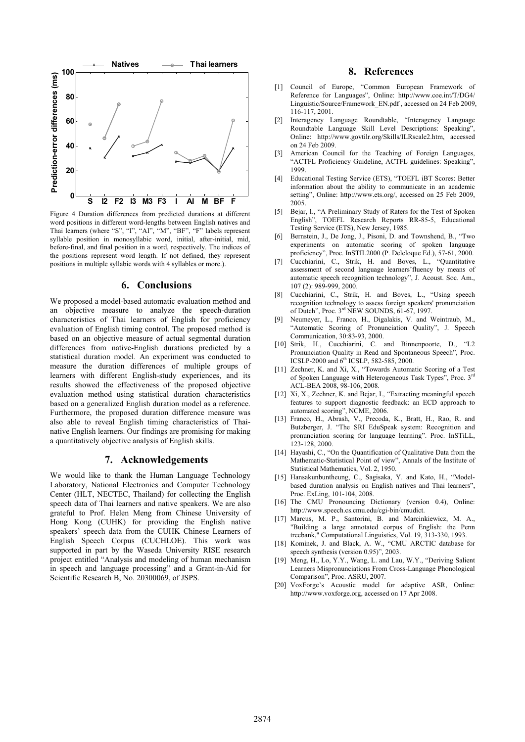Natives    Thai learners

Prediction-error differences (ms)

100
80
60
40
20
0

S I2 F2 I3 M3 F3 I AI M BF F

Figure 4 Duration differences from predicted durations at different word positions in different word-lengths between English natives and Thai learners (where "S", "I", "AI", "M", "BF", "F" labels represent syllable position in monosyllabic word, initial, after-initial, mid, before-final, and final position in a word, respectively. The indices of the positions represent word length. If not defined, they represent positions in multiple syllabic words with 4 syllables or more.).

## 6. Conclusions

We proposed a model-based automatic evaluation method and an objective measure to analyze the speech-duration characteristics of Thai learners of English for proficiency evaluation of English timing control. The proposed method is based on an objective measure of actual segmental duration differences from native-English durations predicted by a statistical duration model. An experiment was conducted to measure the duration differences of multiple groups of learners with different English-study experiences, and its results showed the effectiveness of the proposed objective evaluation method using statistical duration characteristics based on a generalized English duration model as a reference. Furthermore, the proposed duration difference measure was also able to reveal English timing characteristics of Thai-native English learners. Our findings are promising for making a quantitatively objective analysis of English skills.

## 7. Acknowledgements

We would like to thank the Human Language Technology Laboratory, National Electronics and Computer Technology Center (HLT, NECTEC, Thailand) for collecting the English speech data of Thai learners and native speakers. We are also grateful to Prof. Helen Meng from Chinese University of Hong Kong (CUHK) for providing the English native speakers' speech data from the CUHK Chinese Learners of English Speech Corpus (CUCHLOE). This work was supported in part by the Waseda University RISE research project entitled "Analysis and modeling of human mechanism in speech and language processing" and a Grant-in-Aid for Scientific Research B, No. 20300069, of JSPS.

## 8. References

[1] Council of Europe, "Common European Framework of Reference for Languages", Online: http://www.coe.int/T/DG4/Linguistic/Source/Framework_EN.pdf , accessed on 24 Feb 2009, 116-117, 2001.

[2] Interagency Language Roundtable, "Interagency Language Roundtable Language Skill Level Descriptions: Speaking", Online: http://www.govtilr.org/Skills/ILRscale2.htm, accessed on 24 Feb 2009.

[3] American Council for the Teaching of Foreign Languages, "ACTFL Proficiency Guideline, ACTFL guidelines: Speaking", 1999.

[4] Educational Testing Service (ETS), "TOEFL iBT Scores: Better information about the ability to communicate in an academic setting", Online: http://www.ets.org/, accessed on 25 Feb 2009, 2005.

[5] Bejar, I., "A Preliminary Study of Raters for the Test of Spoken English", TOEFL Research Reports RR-85-5, Educational Testing Service (ETS), New Jersey, 1985.

[6] Bernstein, J., De Jong, J., Pisoni, D. and Townshend, B., "Two experiments on automatic scoring of spoken language proficiency", Proc. InSTIL2000 (P. Delcloque Ed.), 57-61, 2000.

[7] Cucchiarini, C., Strik, H. and Boves, L., "Quantitative assessment of second language learners'fluency by means of automatic speech recognition technology", J. Acoust. Soc. Am., 107 (2): 989-999, 2000.

[8] Cucchiarini, C., Strik, H. and Boves, L., "Using speech recognition technology to assess foreign speakers' pronunciation of Dutch", Proc. 3rd NEW SOUNDS, 61-67, 1997.

[9] Neumeyer, L., Franco, H., Digalakis, V. and Weintraub, M., "Automatic Scoring of Pronunciation Quality", J. Speech Communication, 30:83-93, 2000.

[10] Strik, H., Cucchiarini, C. and Binnenpoorte, D., "L2 Pronunciation Quality in Read and Spontaneous Speech", Proc. ICSLP-2000 and 6th ICSLP, 582-585, 2000.

[11] Zechner, K. and Xi, X., "Towards Automatic Scoring of a Test of Spoken Language with Heterogeneous Task Types", Proc. 3rd ACL-BEA 2008, 98-106, 2008.

[12] Xi, X., Zechner, K. and Bejar, I., "Extracting meaningful speech features to support diagnostic feedback: an ECD approach to automated scoring", NCME, 2006.

[13] Franco, H., Abrash, V., Precoda, K., Bratt, H., Rao, R. and Butzberger, J. "The SRI EduSpeak system: Recognition and pronunciation scoring for language learning". Proc. InSTiLL, 123-128, 2000.

[14] Hayashi, C., "On the Quantification of Qualitative Data from the Mathematic-Statistical Point of view", Annals of the Institute of Statistical Mathematics, Vol. 2, 1950.

[15] Hansakunbuntheung, C., Sagisaka, Y. and Kato, H., "Model-based duration analysis on English natives and Thai learners", Proc. ExLing, 101-104, 2008.

[16] The CMU Pronouncing Dictionary (version 0.4), Online: http://www.speech.cs.cmu.edu/cgi-bin/cmudict.

[17] Marcus, M. P., Santorini, B. and Marcinkiewicz, M. A., "Building a large annotated corpus of English: the Penn treebank," Computational Linguistics, Vol. 19, 313-330, 1993.

[18] Kominek, J. and Black, A. W., "CMU ARCTIC database for speech synthesis (version 0.95)", 2003.

[19] Meng, H., Lo, Y.Y., Wang, L. and Lau, W.Y., "Deriving Salient Learners Mispronunciations From Cross-Language Phonological Comparison", Proc. ASRU, 2007.

[20] VoxForge's Acoustic model for adaptive ASR, Online: http://www.voxforge.org, accessed on 17 Apr 2008.